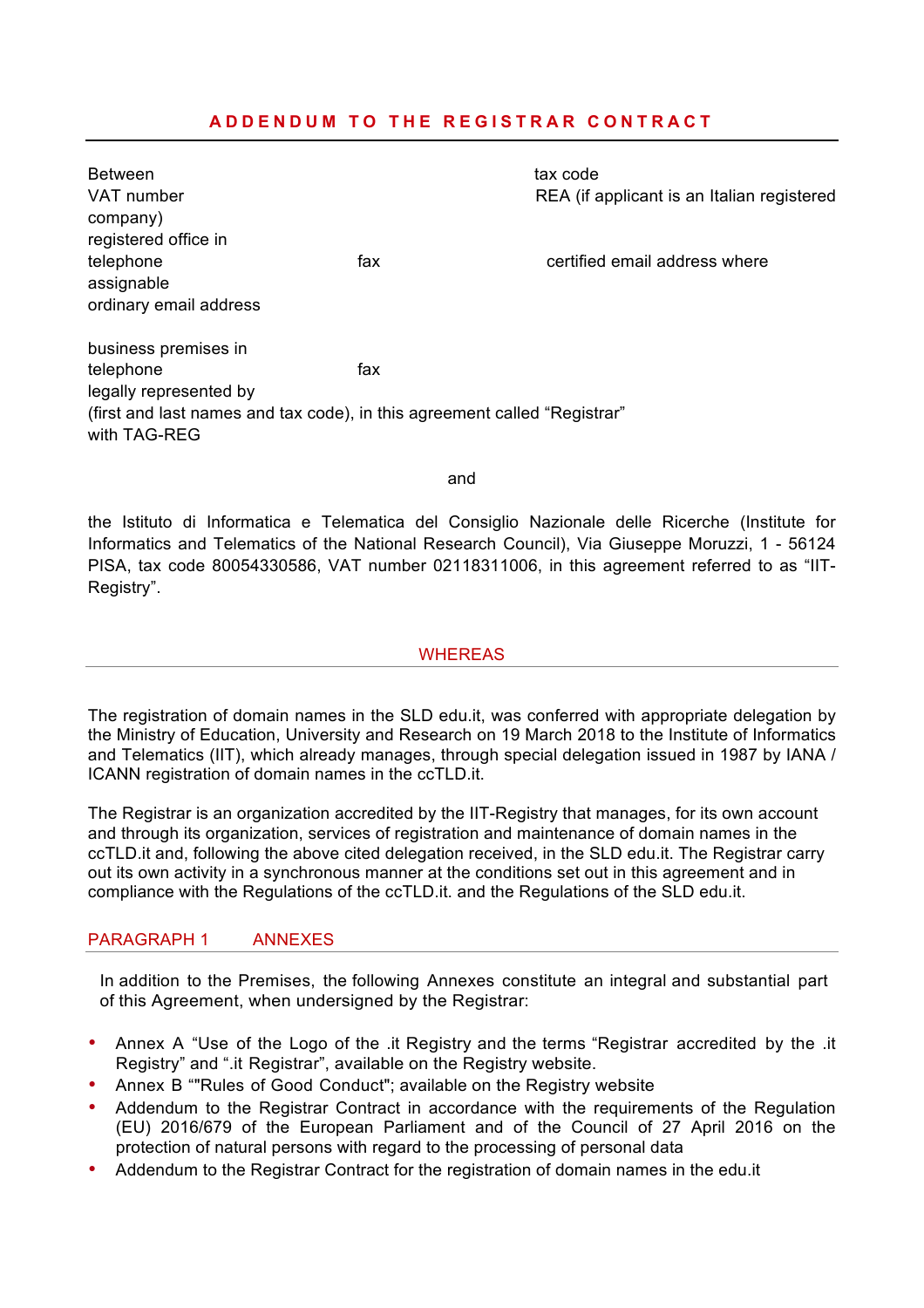# ADDENDUM TO THE REGISTRAR CONTRACT

Between tax code
VAT number REA (if applicant is an Italian registered company)
registered office in
telephone fax certified email address where assignable
ordinary email address

business premises in
telephone fax
legally represented by
(first and last names and tax code), in this agreement called "Registrar"
with TAG-REG

and

the Istituto di Informatica e Telematica del Consiglio Nazionale delle Ricerche (Institute for Informatics and Telematics of the National Research Council), Via Giuseppe Moruzzi, 1 - 56124 PISA, tax code 80054330586, VAT number 02118311006, in this agreement referred to as "IIT-Registry".

## WHEREAS

The registration of domain names in the SLD edu.it, was conferred with appropriate delegation by the Ministry of Education, University and Research on 19 March 2018 to the Institute of Informatics and Telematics (IIT), which already manages, through special delegation issued in 1987 by IANA / ICANN registration of domain names in the ccTLD.it.

The Registrar is an organization accredited by the IIT-Registry that manages, for its own account and through its organization, services of registration and maintenance of domain names in the ccTLD.it and, following the above cited delegation received, in the SLD edu.it. The Registrar carry out its own activity in a synchronous manner at the conditions set out in this agreement and in compliance with the Regulations of the ccTLD.it. and the Regulations of the SLD edu.it.

## PARAGRAPH 1 ANNEXES

In addition to the Premises, the following Annexes constitute an integral and substantial part of this Agreement, when undersigned by the Registrar:

- Annex A "Use of the Logo of the .it Registry and the terms "Registrar accredited by the .it Registry" and ".it Registrar", available on the Registry website.
- Annex B ""Rules of Good Conduct"; available on the Registry website
- Addendum to the Registrar Contract in accordance with the requirements of the Regulation (EU) 2016/679 of the European Parliament and of the Council of 27 April 2016 on the protection of natural persons with regard to the processing of personal data
- Addendum to the Registrar Contract for the registration of domain names in the edu.it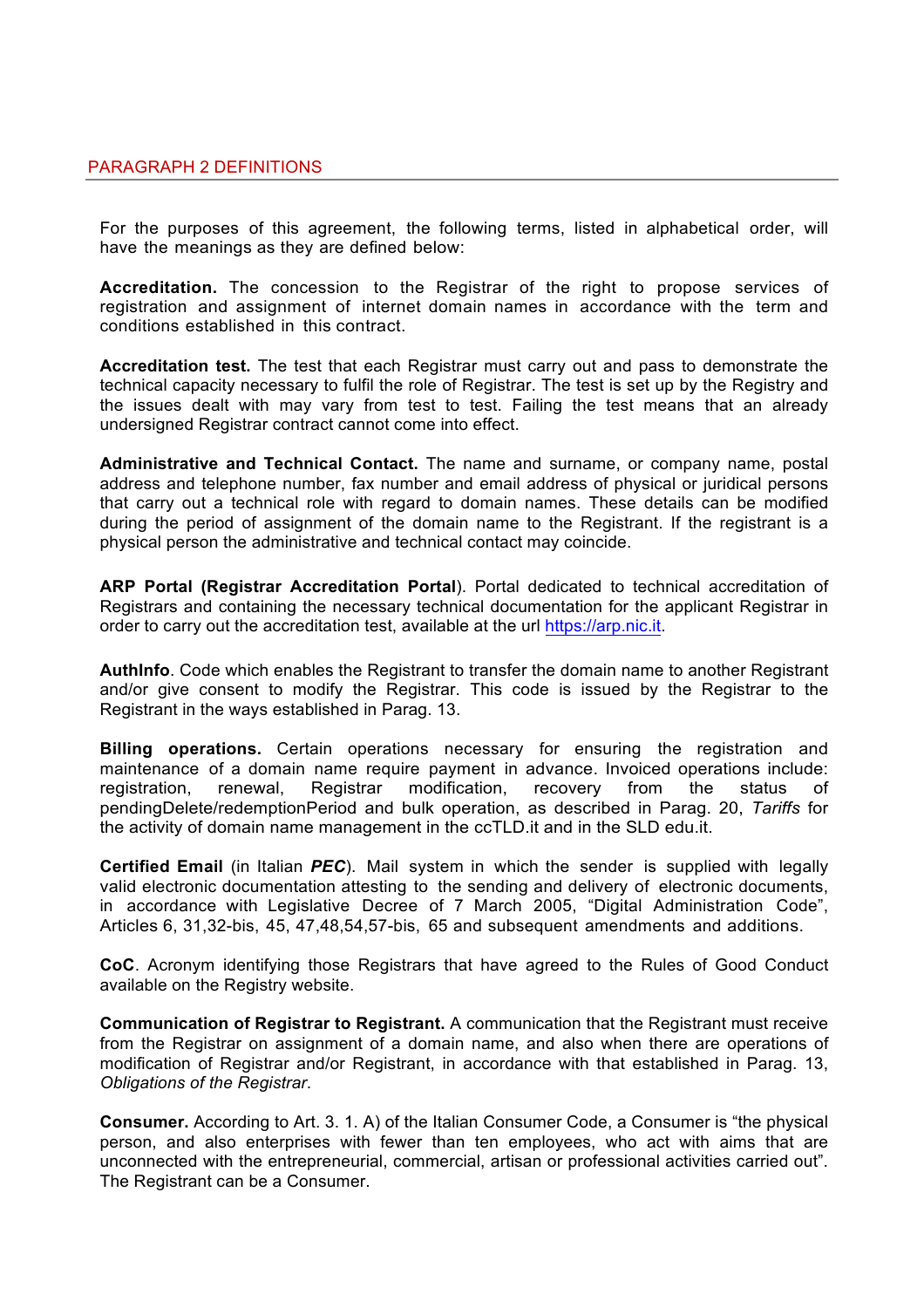## PARAGRAPH 2 DEFINITIONS

For the purposes of this agreement, the following terms, listed in alphabetical order, will have the meanings as they are defined below:

**Accreditation.** The concession to the Registrar of the right to propose services of registration and assignment of internet domain names in accordance with the term and conditions established in this contract.

**Accreditation test.** The test that each Registrar must carry out and pass to demonstrate the technical capacity necessary to fulfil the role of Registrar. The test is set up by the Registry and the issues dealt with may vary from test to test. Failing the test means that an already undersigned Registrar contract cannot come into effect.

**Administrative and Technical Contact.** The name and surname, or company name, postal address and telephone number, fax number and email address of physical or juridical persons that carry out a technical role with regard to domain names. These details can be modified during the period of assignment of the domain name to the Registrant. If the registrant is a physical person the administrative and technical contact may coincide.

**ARP Portal (Registrar Accreditation Portal**). Portal dedicated to technical accreditation of Registrars and containing the necessary technical documentation for the applicant Registrar in order to carry out the accreditation test, available at the url https://arp.nic.it.

**AuthInfo**. Code which enables the Registrant to transfer the domain name to another Registrant and/or give consent to modify the Registrar. This code is issued by the Registrar to the Registrant in the ways established in Parag. 13.

**Billing operations.** Certain operations necessary for ensuring the registration and maintenance of a domain name require payment in advance. Invoiced operations include: registration, renewal, Registrar modification, recovery from the status of pendingDelete/redemptionPeriod and bulk operation, as described in Parag. 20, *Tariffs* for the activity of domain name management in the ccTLD.it and in the SLD edu.it.

**Certified Email** (in Italian ***PEC***). Mail system in which the sender is supplied with legally valid electronic documentation attesting to the sending and delivery of electronic documents, in accordance with Legislative Decree of 7 March 2005, "Digital Administration Code", Articles 6, 31,32-bis, 45, 47,48,54,57-bis, 65 and subsequent amendments and additions.

**CoC**. Acronym identifying those Registrars that have agreed to the Rules of Good Conduct available on the Registry website.

**Communication of Registrar to Registrant.** A communication that the Registrant must receive from the Registrar on assignment of a domain name, and also when there are operations of modification of Registrar and/or Registrant, in accordance with that established in Parag. 13, *Obligations of the Registrar*.

**Consumer.** According to Art. 3. 1. A) of the Italian Consumer Code, a Consumer is "the physical person, and also enterprises with fewer than ten employees, who act with aims that are unconnected with the entrepreneurial, commercial, artisan or professional activities carried out". The Registrant can be a Consumer.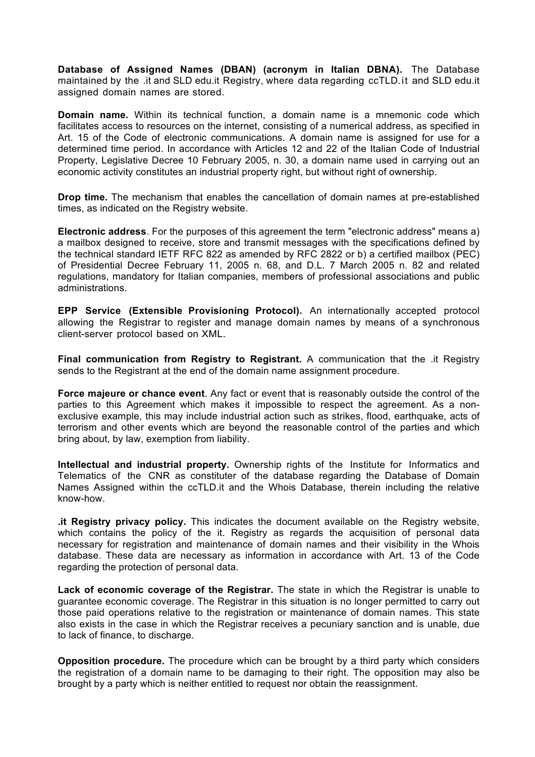**Database of Assigned Names (DBAN) (acronym in Italian DBNA).** The Database maintained by the .it and SLD edu.it Registry, where data regarding ccTLD.it and SLD edu.it assigned domain names are stored.

**Domain name.** Within its technical function, a domain name is a mnemonic code which facilitates access to resources on the internet, consisting of a numerical address, as specified in Art. 15 of the Code of electronic communications. A domain name is assigned for use for a determined time period. In accordance with Articles 12 and 22 of the Italian Code of Industrial Property, Legislative Decree 10 February 2005, n. 30, a domain name used in carrying out an economic activity constitutes an industrial property right, but without right of ownership.

**Drop time.** The mechanism that enables the cancellation of domain names at pre-established times, as indicated on the Registry website.

**Electronic address**. For the purposes of this agreement the term "electronic address" means a) a mailbox designed to receive, store and transmit messages with the specifications defined by the technical standard IETF RFC 822 as amended by RFC 2822 or b) a certified mailbox (PEC) of Presidential Decree February 11, 2005 n. 68, and D.L. 7 March 2005 n. 82 and related regulations, mandatory for Italian companies, members of professional associations and public administrations.

**EPP Service (Extensible Provisioning Protocol).** An internationally accepted protocol allowing the Registrar to register and manage domain names by means of a synchronous client-server protocol based on XML.

**Final communication from Registry to Registrant.** A communication that the .it Registry sends to the Registrant at the end of the domain name assignment procedure.

**Force majeure or chance event**. Any fact or event that is reasonably outside the control of the parties to this Agreement which makes it impossible to respect the agreement. As a non-exclusive example, this may include industrial action such as strikes, flood, earthquake, acts of terrorism and other events which are beyond the reasonable control of the parties and which bring about, by law, exemption from liability.

**Intellectual and industrial property.** Ownership rights of the Institute for Informatics and Telematics of the CNR as constituter of the database regarding the Database of Domain Names Assigned within the ccTLD.it and the Whois Database, therein including the relative know-how.

**.it Registry privacy policy.** This indicates the document available on the Registry website, which contains the policy of the it. Registry as regards the acquisition of personal data necessary for registration and maintenance of domain names and their visibility in the Whois database. These data are necessary as information in accordance with Art. 13 of the Code regarding the protection of personal data.

**Lack of economic coverage of the Registrar.** The state in which the Registrar is unable to guarantee economic coverage. The Registrar in this situation is no longer permitted to carry out those paid operations relative to the registration or maintenance of domain names. This state also exists in the case in which the Registrar receives a pecuniary sanction and is unable, due to lack of finance, to discharge.

**Opposition procedure.** The procedure which can be brought by a third party which considers the registration of a domain name to be damaging to their right. The opposition may also be brought by a party which is neither entitled to request nor obtain the reassignment.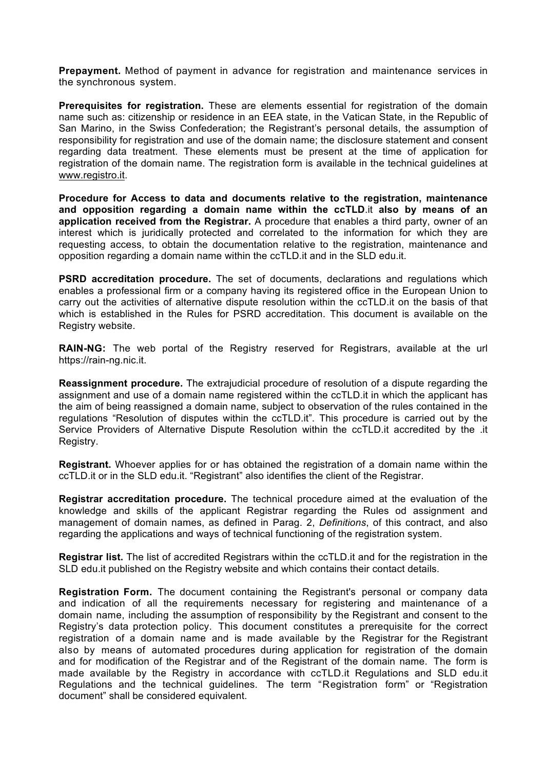**Prepayment.** Method of payment in advance for registration and maintenance services in the synchronous system.

**Prerequisites for registration.** These are elements essential for registration of the domain name such as: citizenship or residence in an EEA state, in the Vatican State, in the Republic of San Marino, in the Swiss Confederation; the Registrant's personal details, the assumption of responsibility for registration and use of the domain name; the disclosure statement and consent regarding data treatment. These elements must be present at the time of application for registration of the domain name. The registration form is available in the technical guidelines at www.registro.it.

**Procedure for Access to data and documents relative to the registration, maintenance and opposition regarding a domain name within the ccTLD**.it **also by means of an application received from the Registrar.** A procedure that enables a third party, owner of an interest which is juridically protected and correlated to the information for which they are requesting access, to obtain the documentation relative to the registration, maintenance and opposition regarding a domain name within the ccTLD.it and in the SLD edu.it.

**PSRD accreditation procedure.** The set of documents, declarations and regulations which enables a professional firm or a company having its registered office in the European Union to carry out the activities of alternative dispute resolution within the ccTLD.it on the basis of that which is established in the Rules for PSRD accreditation. This document is available on the Registry website.

**RAIN-NG:** The web portal of the Registry reserved for Registrars, available at the url https://rain-ng.nic.it.

**Reassignment procedure.** The extrajudicial procedure of resolution of a dispute regarding the assignment and use of a domain name registered within the ccTLD.it in which the applicant has the aim of being reassigned a domain name, subject to observation of the rules contained in the regulations "Resolution of disputes within the ccTLD.it". This procedure is carried out by the Service Providers of Alternative Dispute Resolution within the ccTLD.it accredited by the .it Registry.

**Registrant.** Whoever applies for or has obtained the registration of a domain name within the ccTLD.it or in the SLD edu.it. "Registrant" also identifies the client of the Registrar.

**Registrar accreditation procedure.** The technical procedure aimed at the evaluation of the knowledge and skills of the applicant Registrar regarding the Rules od assignment and management of domain names, as defined in Parag. 2, *Definitions*, of this contract, and also regarding the applications and ways of technical functioning of the registration system.

**Registrar list.** The list of accredited Registrars within the ccTLD.it and for the registration in the SLD edu.it published on the Registry website and which contains their contact details.

**Registration Form.** The document containing the Registrant's personal or company data and indication of all the requirements necessary for registering and maintenance of a domain name, including the assumption of responsibility by the Registrant and consent to the Registry's data protection policy. This document constitutes a prerequisite for the correct registration of a domain name and is made available by the Registrar for the Registrant also by means of automated procedures during application for registration of the domain and for modification of the Registrar and of the Registrant of the domain name. The form is made available by the Registry in accordance with ccTLD.it Regulations and SLD edu.it Regulations and the technical guidelines. The term "Registration form" or "Registration document" shall be considered equivalent.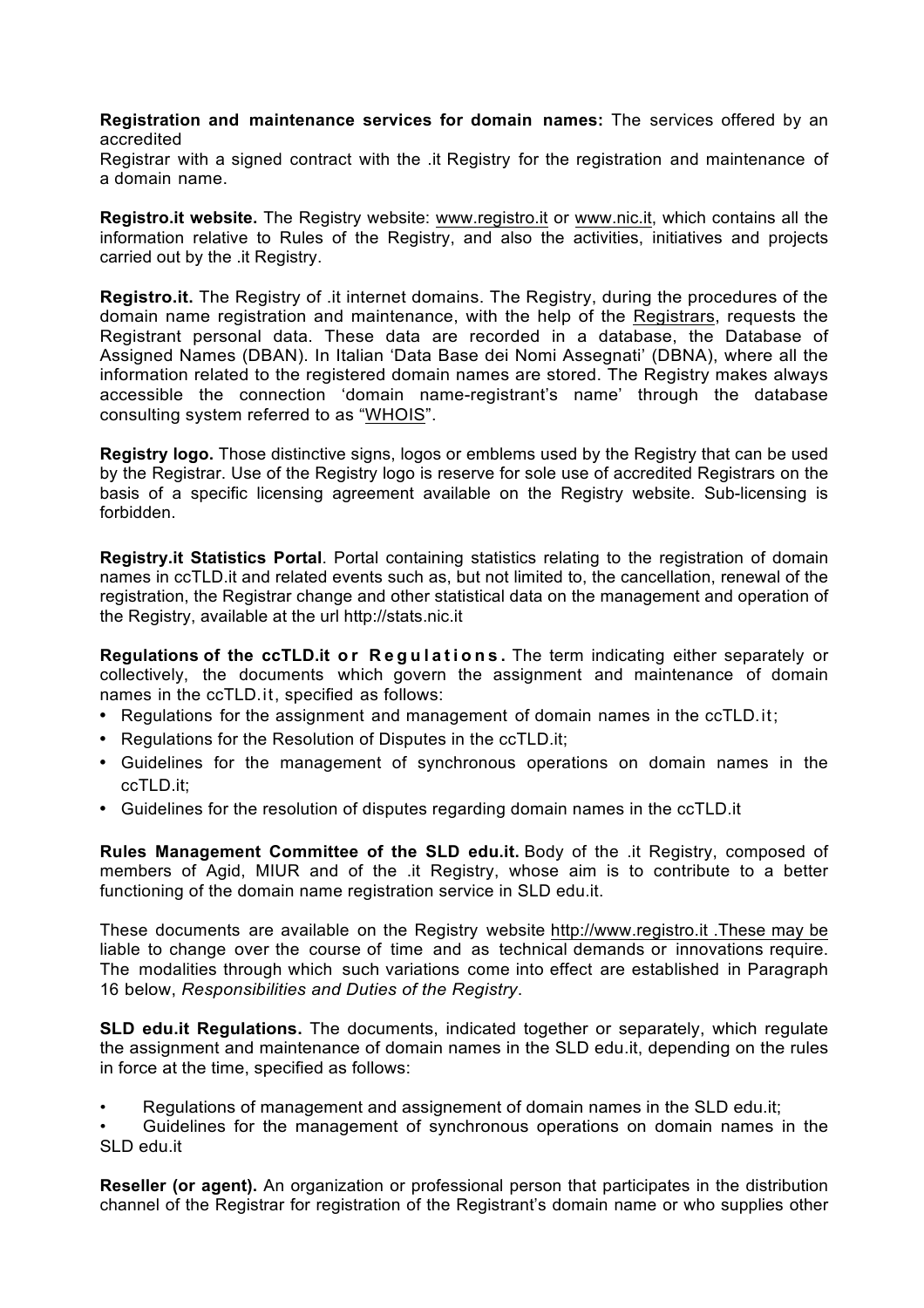**Registration and maintenance services for domain names:** The services offered by an accredited
Registrar with a signed contract with the .it Registry for the registration and maintenance of a domain name.

**Registro.it website.** The Registry website: www.registro.it or www.nic.it, which contains all the information relative to Rules of the Registry, and also the activities, initiatives and projects carried out by the .it Registry.

**Registro.it.** The Registry of .it internet domains. The Registry, during the procedures of the domain name registration and maintenance, with the help of the Registrars, requests the Registrant personal data. These data are recorded in a database, the Database of Assigned Names (DBAN). In Italian 'Data Base dei Nomi Assegnati' (DBNA), where all the information related to the registered domain names are stored. The Registry makes always accessible the connection 'domain name-registrant's name' through the database consulting system referred to as "WHOIS".

**Registry logo.** Those distinctive signs, logos or emblems used by the Registry that can be used by the Registrar. Use of the Registry logo is reserve for sole use of accredited Registrars on the basis of a specific licensing agreement available on the Registry website. Sub-licensing is forbidden.

**Registry.it Statistics Portal**. Portal containing statistics relating to the registration of domain names in ccTLD.it and related events such as, but not limited to, the cancellation, renewal of the registration, the Registrar change and other statistical data on the management and operation of the Registry, available at the url http://stats.nic.it

**Regulations of the ccTLD.it or Regulations.** The term indicating either separately or collectively, the documents which govern the assignment and maintenance of domain names in the ccTLD.it, specified as follows:

- Regulations for the assignment and management of domain names in the ccTLD.it;
- Regulations for the Resolution of Disputes in the ccTLD.it;
- Guidelines for the management of synchronous operations on domain names in the ccTLD.it;
- Guidelines for the resolution of disputes regarding domain names in the ccTLD.it

**Rules Management Committee of the SLD edu.it.** Body of the .it Registry, composed of members of Agid, MIUR and of the .it Registry, whose aim is to contribute to a better functioning of the domain name registration service in SLD edu.it.

These documents are available on the Registry website http://www.registro.it .These may be liable to change over the course of time and as technical demands or innovations require. The modalities through which such variations come into effect are established in Paragraph 16 below, *Responsibilities and Duties of the Registry*.

**SLD edu.it Regulations.** The documents, indicated together or separately, which regulate the assignment and maintenance of domain names in the SLD edu.it, depending on the rules in force at the time, specified as follows:

- Regulations of management and assignement of domain names in the SLD edu.it;
- Guidelines for the management of synchronous operations on domain names in the SLD edu.it

**Reseller (or agent).** An organization or professional person that participates in the distribution channel of the Registrar for registration of the Registrant's domain name or who supplies other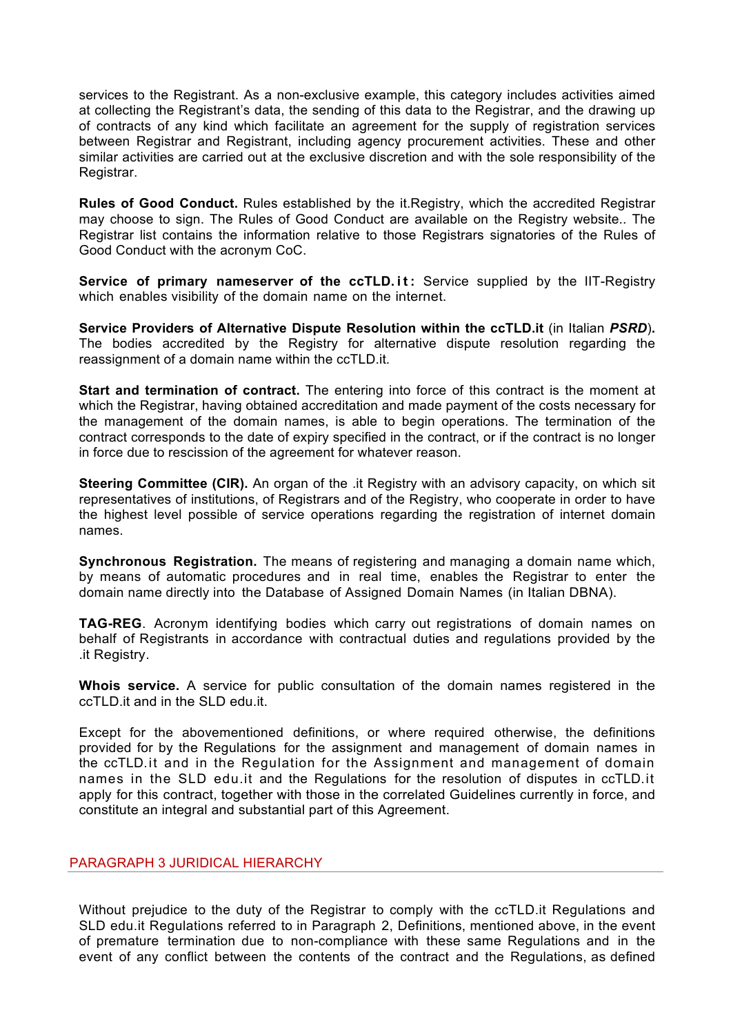services to the Registrant. As a non-exclusive example, this category includes activities aimed at collecting the Registrant's data, the sending of this data to the Registrar, and the drawing up of contracts of any kind which facilitate an agreement for the supply of registration services between Registrar and Registrant, including agency procurement activities. These and other similar activities are carried out at the exclusive discretion and with the sole responsibility of the Registrar.

**Rules of Good Conduct.** Rules established by the it.Registry, which the accredited Registrar may choose to sign. The Rules of Good Conduct are available on the Registry website.. The Registrar list contains the information relative to those Registrars signatories of the Rules of Good Conduct with the acronym CoC.

**Service of primary nameserver of the ccTLD.it:** Service supplied by the IIT-Registry which enables visibility of the domain name on the internet.

**Service Providers of Alternative Dispute Resolution within the ccTLD.it** (in Italian ***PSRD***)**.** The bodies accredited by the Registry for alternative dispute resolution regarding the reassignment of a domain name within the ccTLD.it.

**Start and termination of contract.** The entering into force of this contract is the moment at which the Registrar, having obtained accreditation and made payment of the costs necessary for the management of the domain names, is able to begin operations. The termination of the contract corresponds to the date of expiry specified in the contract, or if the contract is no longer in force due to rescission of the agreement for whatever reason.

**Steering Committee (CIR).** An organ of the .it Registry with an advisory capacity, on which sit representatives of institutions, of Registrars and of the Registry, who cooperate in order to have the highest level possible of service operations regarding the registration of internet domain names.

**Synchronous Registration.** The means of registering and managing a domain name which, by means of automatic procedures and in real time, enables the Registrar to enter the domain name directly into the Database of Assigned Domain Names (in Italian DBNA).

**TAG-REG**. Acronym identifying bodies which carry out registrations of domain names on behalf of Registrants in accordance with contractual duties and regulations provided by the .it Registry.

**Whois service.** A service for public consultation of the domain names registered in the ccTLD.it and in the SLD edu.it.

Except for the abovementioned definitions, or where required otherwise, the definitions provided for by the Regulations for the assignment and management of domain names in the ccTLD.it and in the Regulation for the Assignment and management of domain names in the SLD edu.it and the Regulations for the resolution of disputes in ccTLD.it apply for this contract, together with those in the correlated Guidelines currently in force, and constitute an integral and substantial part of this Agreement.

## PARAGRAPH 3 JURIDICAL HIERARCHY

Without prejudice to the duty of the Registrar to comply with the ccTLD.it Regulations and SLD edu.it Regulations referred to in Paragraph 2, Definitions, mentioned above, in the event of premature termination due to non-compliance with these same Regulations and in the event of any conflict between the contents of the contract and the Regulations, as defined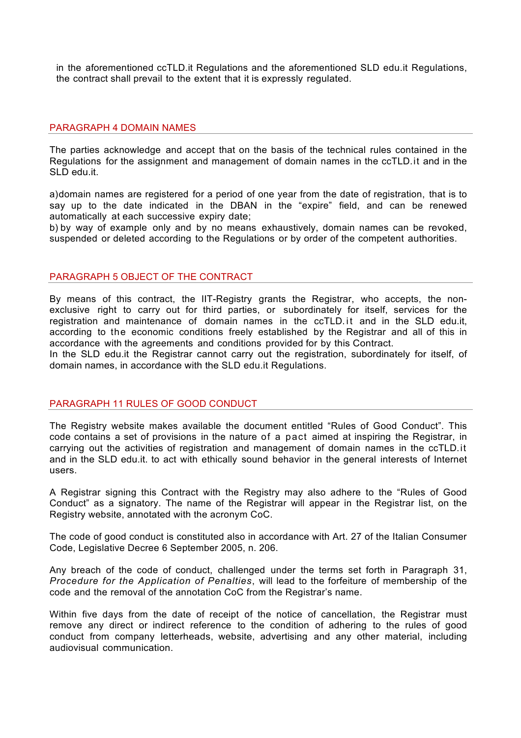in the aforementioned ccTLD.it Regulations and the aforementioned SLD edu.it Regulations, the contract shall prevail to the extent that it is expressly regulated.

## PARAGRAPH 4 DOMAIN NAMES

The parties acknowledge and accept that on the basis of the technical rules contained in the Regulations for the assignment and management of domain names in the ccTLD.it and in the SLD edu.it.

a)domain names are registered for a period of one year from the date of registration, that is to say up to the date indicated in the DBAN in the “expire” field, and can be renewed automatically at each successive expiry date;
b) by way of example only and by no means exhaustively, domain names can be revoked, suspended or deleted according to the Regulations or by order of the competent authorities.

## PARAGRAPH 5 OBJECT OF THE CONTRACT

By means of this contract, the IIT-Registry grants the Registrar, who accepts, the non-exclusive right to carry out for third parties, or subordinately for itself, services for the registration and maintenance of domain names in the ccTLD.it and in the SLD edu.it, according to the economic conditions freely established by the Registrar and all of this in accordance with the agreements and conditions provided for by this Contract.
In the SLD edu.it the Registrar cannot carry out the registration, subordinately for itself, of domain names, in accordance with the SLD edu.it Regulations.

## PARAGRAPH 11 RULES OF GOOD CONDUCT

The Registry website makes available the document entitled “Rules of Good Conduct”. This code contains a set of provisions in the nature of a pact aimed at inspiring the Registrar, in carrying out the activities of registration and management of domain names in the ccTLD.it and in the SLD edu.it. to act with ethically sound behavior in the general interests of Internet users.

A Registrar signing this Contract with the Registry may also adhere to the “Rules of Good Conduct” as a signatory. The name of the Registrar will appear in the Registrar list, on the Registry website, annotated with the acronym CoC.

The code of good conduct is constituted also in accordance with Art. 27 of the Italian Consumer Code, Legislative Decree 6 September 2005, n. 206.

Any breach of the code of conduct, challenged under the terms set forth in Paragraph 31, *Procedure for the Application of Penalties*, will lead to the forfeiture of membership of the code and the removal of the annotation CoC from the Registrar’s name.

Within five days from the date of receipt of the notice of cancellation, the Registrar must remove any direct or indirect reference to the condition of adhering to the rules of good conduct from company letterheads, website, advertising and any other material, including audiovisual communication.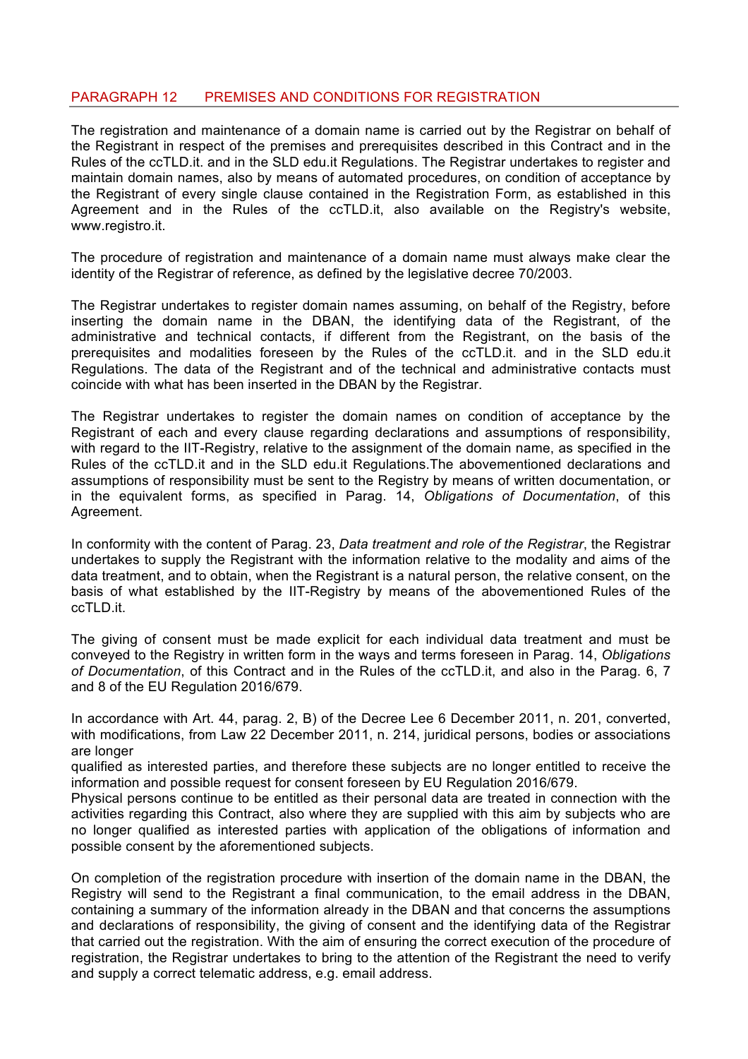## PARAGRAPH 12 PREMISES AND CONDITIONS FOR REGISTRATION

The registration and maintenance of a domain name is carried out by the Registrar on behalf of the Registrant in respect of the premises and prerequisites described in this Contract and in the Rules of the ccTLD.it. and in the SLD edu.it Regulations. The Registrar undertakes to register and maintain domain names, also by means of automated procedures, on condition of acceptance by the Registrant of every single clause contained in the Registration Form, as established in this Agreement and in the Rules of the ccTLD.it, also available on the Registry's website, www.registro.it.

The procedure of registration and maintenance of a domain name must always make clear the identity of the Registrar of reference, as defined by the legislative decree 70/2003.

The Registrar undertakes to register domain names assuming, on behalf of the Registry, before inserting the domain name in the DBAN, the identifying data of the Registrant, of the administrative and technical contacts, if different from the Registrant, on the basis of the prerequisites and modalities foreseen by the Rules of the ccTLD.it. and in the SLD edu.it Regulations. The data of the Registrant and of the technical and administrative contacts must coincide with what has been inserted in the DBAN by the Registrar.

The Registrar undertakes to register the domain names on condition of acceptance by the Registrant of each and every clause regarding declarations and assumptions of responsibility, with regard to the IIT-Registry, relative to the assignment of the domain name, as specified in the Rules of the ccTLD.it and in the SLD edu.it Regulations.The abovementioned declarations and assumptions of responsibility must be sent to the Registry by means of written documentation, or in the equivalent forms, as specified in Parag. 14, *Obligations of Documentation*, of this Agreement.

In conformity with the content of Parag. 23, *Data treatment and role of the Registrar*, the Registrar undertakes to supply the Registrant with the information relative to the modality and aims of the data treatment, and to obtain, when the Registrant is a natural person, the relative consent, on the basis of what established by the IIT-Registry by means of the abovementioned Rules of the ccTLD.it.

The giving of consent must be made explicit for each individual data treatment and must be conveyed to the Registry in written form in the ways and terms foreseen in Parag. 14, *Obligations of Documentation*, of this Contract and in the Rules of the ccTLD.it, and also in the Parag. 6, 7 and 8 of the EU Regulation 2016/679.

In accordance with Art. 44, parag. 2, B) of the Decree Lee 6 December 2011, n. 201, converted, with modifications, from Law 22 December 2011, n. 214, juridical persons, bodies or associations are longer
qualified as interested parties, and therefore these subjects are no longer entitled to receive the information and possible request for consent foreseen by EU Regulation 2016/679.
Physical persons continue to be entitled as their personal data are treated in connection with the activities regarding this Contract, also where they are supplied with this aim by subjects who are no longer qualified as interested parties with application of the obligations of information and possible consent by the aforementioned subjects.

On completion of the registration procedure with insertion of the domain name in the DBAN, the Registry will send to the Registrant a final communication, to the email address in the DBAN, containing a summary of the information already in the DBAN and that concerns the assumptions and declarations of responsibility, the giving of consent and the identifying data of the Registrar that carried out the registration. With the aim of ensuring the correct execution of the procedure of registration, the Registrar undertakes to bring to the attention of the Registrant the need to verify and supply a correct telematic address, e.g. email address.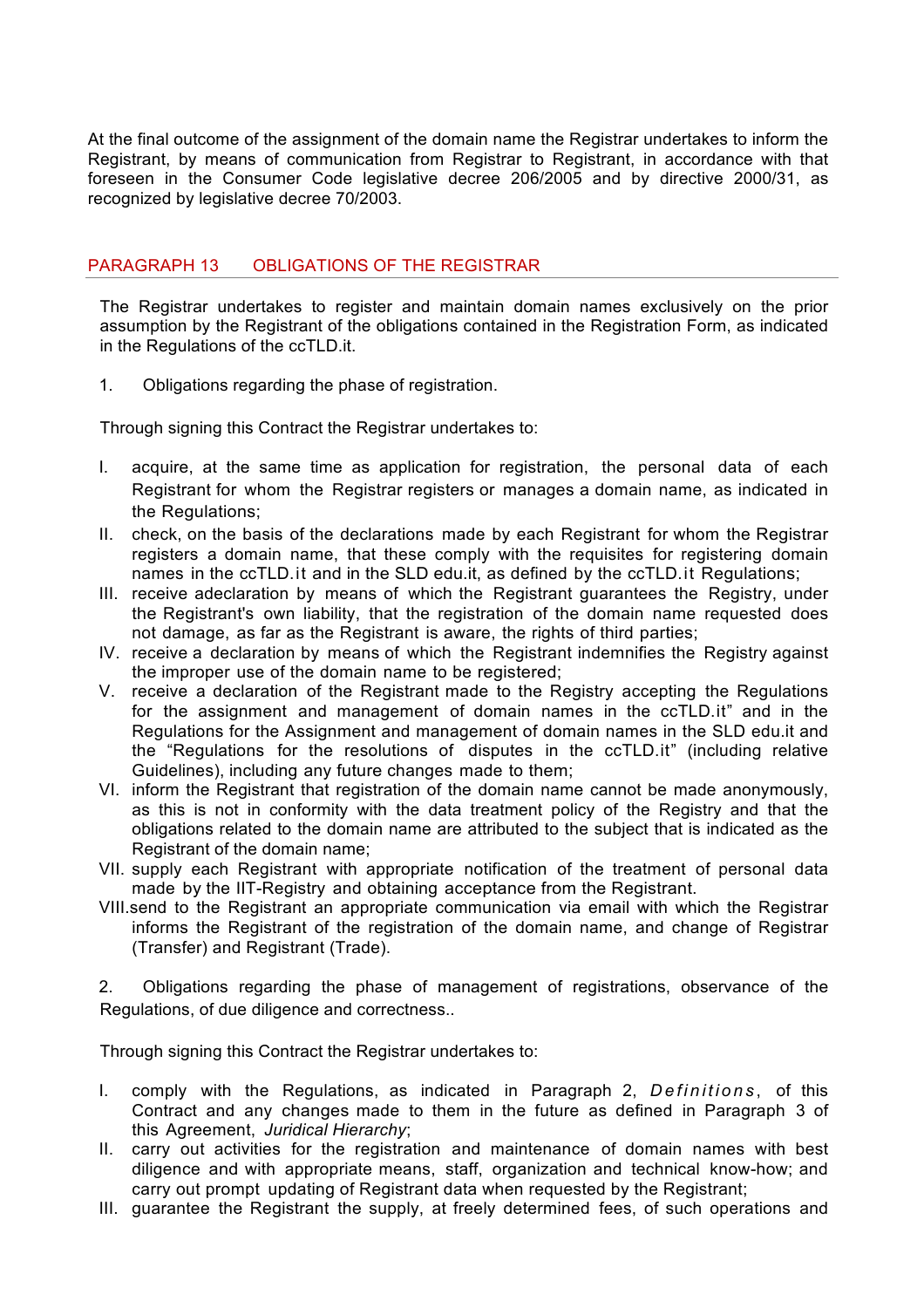At the final outcome of the assignment of the domain name the Registrar undertakes to inform the Registrant, by means of communication from Registrar to Registrant, in accordance with that foreseen in the Consumer Code legislative decree 206/2005 and by directive 2000/31, as recognized by legislative decree 70/2003.

## PARAGRAPH 13 OBLIGATIONS OF THE REGISTRAR

The Registrar undertakes to register and maintain domain names exclusively on the prior assumption by the Registrant of the obligations contained in the Registration Form, as indicated in the Regulations of the ccTLD.it.

1. Obligations regarding the phase of registration.

Through signing this Contract the Registrar undertakes to:

I. acquire, at the same time as application for registration, the personal data of each Registrant for whom the Registrar registers or manages a domain name, as indicated in the Regulations;
II. check, on the basis of the declarations made by each Registrant for whom the Registrar registers a domain name, that these comply with the requisites for registering domain names in the ccTLD.it and in the SLD edu.it, as defined by the ccTLD.it Regulations;
III. receive adeclaration by means of which the Registrant guarantees the Registry, under the Registrant's own liability, that the registration of the domain name requested does not damage, as far as the Registrant is aware, the rights of third parties;
IV. receive a declaration by means of which the Registrant indemnifies the Registry against the improper use of the domain name to be registered;
V. receive a declaration of the Registrant made to the Registry accepting the Regulations for the assignment and management of domain names in the ccTLD.it" and in the Regulations for the Assignment and management of domain names in the SLD edu.it and the "Regulations for the resolutions of disputes in the ccTLD.it" (including relative Guidelines), including any future changes made to them;
VI. inform the Registrant that registration of the domain name cannot be made anonymously, as this is not in conformity with the data treatment policy of the Registry and that the obligations related to the domain name are attributed to the subject that is indicated as the Registrant of the domain name;
VII. supply each Registrant with appropriate notification of the treatment of personal data made by the IIT-Registry and obtaining acceptance from the Registrant.
VIII. send to the Registrant an appropriate communication via email with which the Registrar informs the Registrant of the registration of the domain name, and change of Registrar (Transfer) and Registrant (Trade).

2. Obligations regarding the phase of management of registrations, observance of the Regulations, of due diligence and correctness..

Through signing this Contract the Registrar undertakes to:

I. comply with the Regulations, as indicated in Paragraph 2, *Definitions*, of this Contract and any changes made to them in the future as defined in Paragraph 3 of this Agreement, *Juridical Hierarchy*;
II. carry out activities for the registration and maintenance of domain names with best diligence and with appropriate means, staff, organization and technical know-how; and carry out prompt updating of Registrant data when requested by the Registrant;
III. guarantee the Registrant the supply, at freely determined fees, of such operations and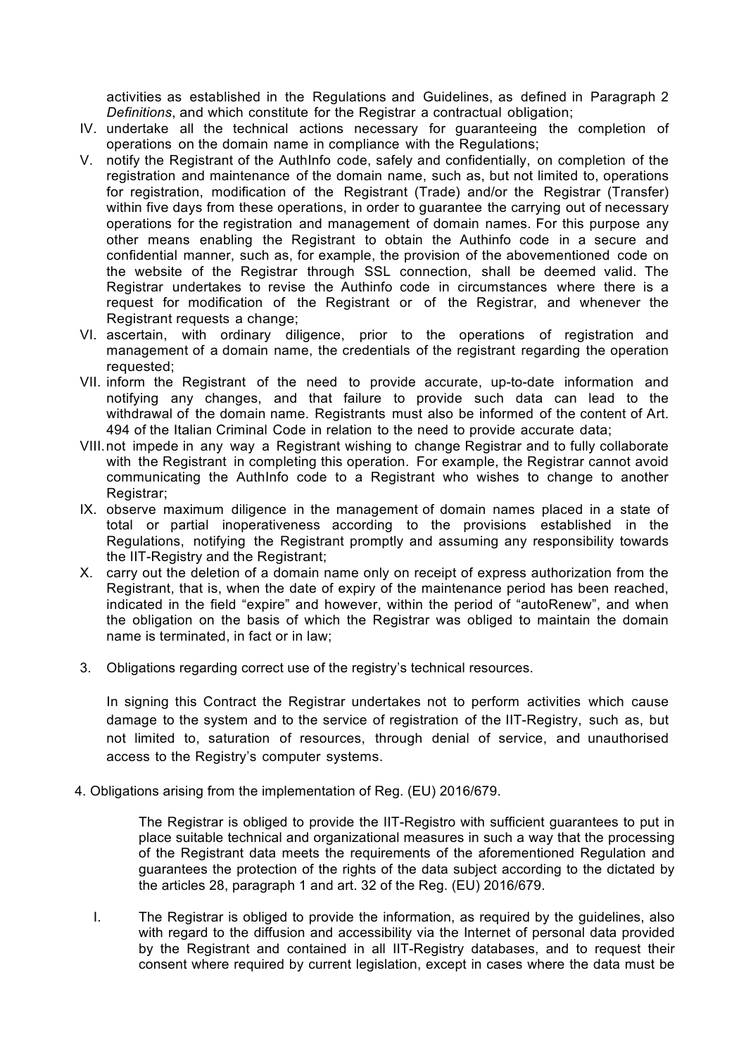activities as established in the Regulations and Guidelines, as defined in Paragraph 2 *Definitions*, and which constitute for the Registrar a contractual obligation;

IV. undertake all the technical actions necessary for guaranteeing the completion of operations on the domain name in compliance with the Regulations;

V. notify the Registrant of the AuthInfo code, safely and confidentially, on completion of the registration and maintenance of the domain name, such as, but not limited to, operations for registration, modification of the Registrant (Trade) and/or the Registrar (Transfer) within five days from these operations, in order to guarantee the carrying out of necessary operations for the registration and management of domain names. For this purpose any other means enabling the Registrant to obtain the Authinfo code in a secure and confidential manner, such as, for example, the provision of the abovementioned code on the website of the Registrar through SSL connection, shall be deemed valid. The Registrar undertakes to revise the Authinfo code in circumstances where there is a request for modification of the Registrant or of the Registrar, and whenever the Registrant requests a change;

VI. ascertain, with ordinary diligence, prior to the operations of registration and management of a domain name, the credentials of the registrant regarding the operation requested;

VII. inform the Registrant of the need to provide accurate, up-to-date information and notifying any changes, and that failure to provide such data can lead to the withdrawal of the domain name. Registrants must also be informed of the content of Art. 494 of the Italian Criminal Code in relation to the need to provide accurate data;

VIII. not impede in any way a Registrant wishing to change Registrar and to fully collaborate with the Registrant in completing this operation. For example, the Registrar cannot avoid communicating the AuthInfo code to a Registrant who wishes to change to another Registrar;

IX. observe maximum diligence in the management of domain names placed in a state of total or partial inoperativeness according to the provisions established in the Regulations, notifying the Registrant promptly and assuming any responsibility towards the IIT-Registry and the Registrant;

X. carry out the deletion of a domain name only on receipt of express authorization from the Registrant, that is, when the date of expiry of the maintenance period has been reached, indicated in the field “expire” and however, within the period of “autoRenew”, and when the obligation on the basis of which the Registrar was obliged to maintain the domain name is terminated, in fact or in law;

3. Obligations regarding correct use of the registry’s technical resources.

In signing this Contract the Registrar undertakes not to perform activities which cause damage to the system and to the service of registration of the IIT-Registry, such as, but not limited to, saturation of resources, through denial of service, and unauthorised access to the Registry’s computer systems.

4. Obligations arising from the implementation of Reg. (EU) 2016/679.

The Registrar is obliged to provide the IIT-Registro with sufficient guarantees to put in place suitable technical and organizational measures in such a way that the processing of the Registrant data meets the requirements of the aforementioned Regulation and guarantees the protection of the rights of the data subject according to the dictated by the articles 28, paragraph 1 and art. 32 of the Reg. (EU) 2016/679.

I. The Registrar is obliged to provide the information, as required by the guidelines, also with regard to the diffusion and accessibility via the Internet of personal data provided by the Registrant and contained in all IIT-Registry databases, and to request their consent where required by current legislation, except in cases where the data must be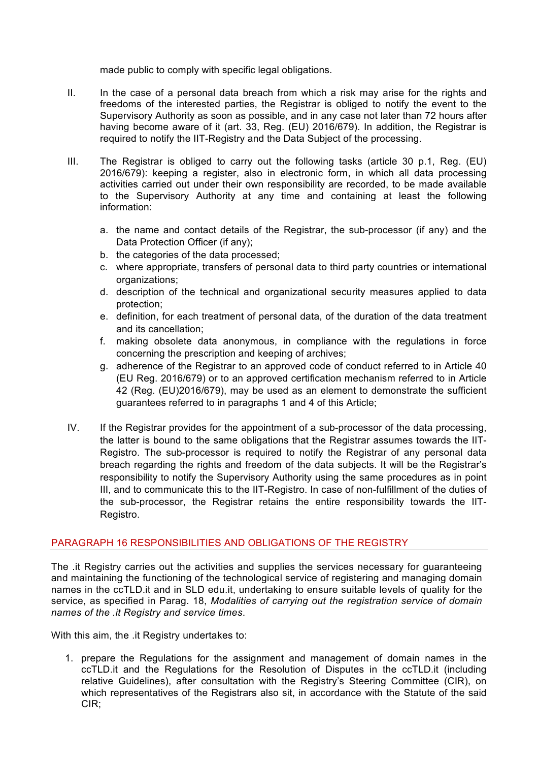made public to comply with specific legal obligations.

II. In the case of a personal data breach from which a risk may arise for the rights and freedoms of the interested parties, the Registrar is obliged to notify the event to the Supervisory Authority as soon as possible, and in any case not later than 72 hours after having become aware of it (art. 33, Reg. (EU) 2016/679). In addition, the Registrar is required to notify the IIT-Registry and the Data Subject of the processing.

III. The Registrar is obliged to carry out the following tasks (article 30 p.1, Reg. (EU) 2016/679): keeping a register, also in electronic form, in which all data processing activities carried out under their own responsibility are recorded, to be made available to the Supervisory Authority at any time and containing at least the following information:

   a. the name and contact details of the Registrar, the sub-processor (if any) and the Data Protection Officer (if any);
   b. the categories of the data processed;
   c. where appropriate, transfers of personal data to third party countries or international organizations;
   d. description of the technical and organizational security measures applied to data protection;
   e. definition, for each treatment of personal data, of the duration of the data treatment and its cancellation;
   f. making obsolete data anonymous, in compliance with the regulations in force concerning the prescription and keeping of archives;
   g. adherence of the Registrar to an approved code of conduct referred to in Article 40 (EU Reg. 2016/679) or to an approved certification mechanism referred to in Article 42 (Reg. (EU)2016/679), may be used as an element to demonstrate the sufficient guarantees referred to in paragraphs 1 and 4 of this Article;

IV. If the Registrar provides for the appointment of a sub-processor of the data processing, the latter is bound to the same obligations that the Registrar assumes towards the IIT-Registro. The sub-processor is required to notify the Registrar of any personal data breach regarding the rights and freedom of the data subjects. It will be the Registrar's responsibility to notify the Supervisory Authority using the same procedures as in point III, and to communicate this to the IIT-Registro. In case of non-fulfillment of the duties of the sub-processor, the Registrar retains the entire responsibility towards the IIT-Registro.

## PARAGRAPH 16 RESPONSIBILITIES AND OBLIGATIONS OF THE REGISTRY

The .it Registry carries out the activities and supplies the services necessary for guaranteeing and maintaining the functioning of the technological service of registering and managing domain names in the ccTLD.it and in SLD edu.it, undertaking to ensure suitable levels of quality for the service, as specified in Parag. 18, *Modalities of carrying out the registration service of domain names of the .it Registry and service times*.

With this aim, the .it Registry undertakes to:

1. prepare the Regulations for the assignment and management of domain names in the ccTLD.it and the Regulations for the Resolution of Disputes in the ccTLD.it (including relative Guidelines), after consultation with the Registry's Steering Committee (CIR), on which representatives of the Registrars also sit, in accordance with the Statute of the said CIR;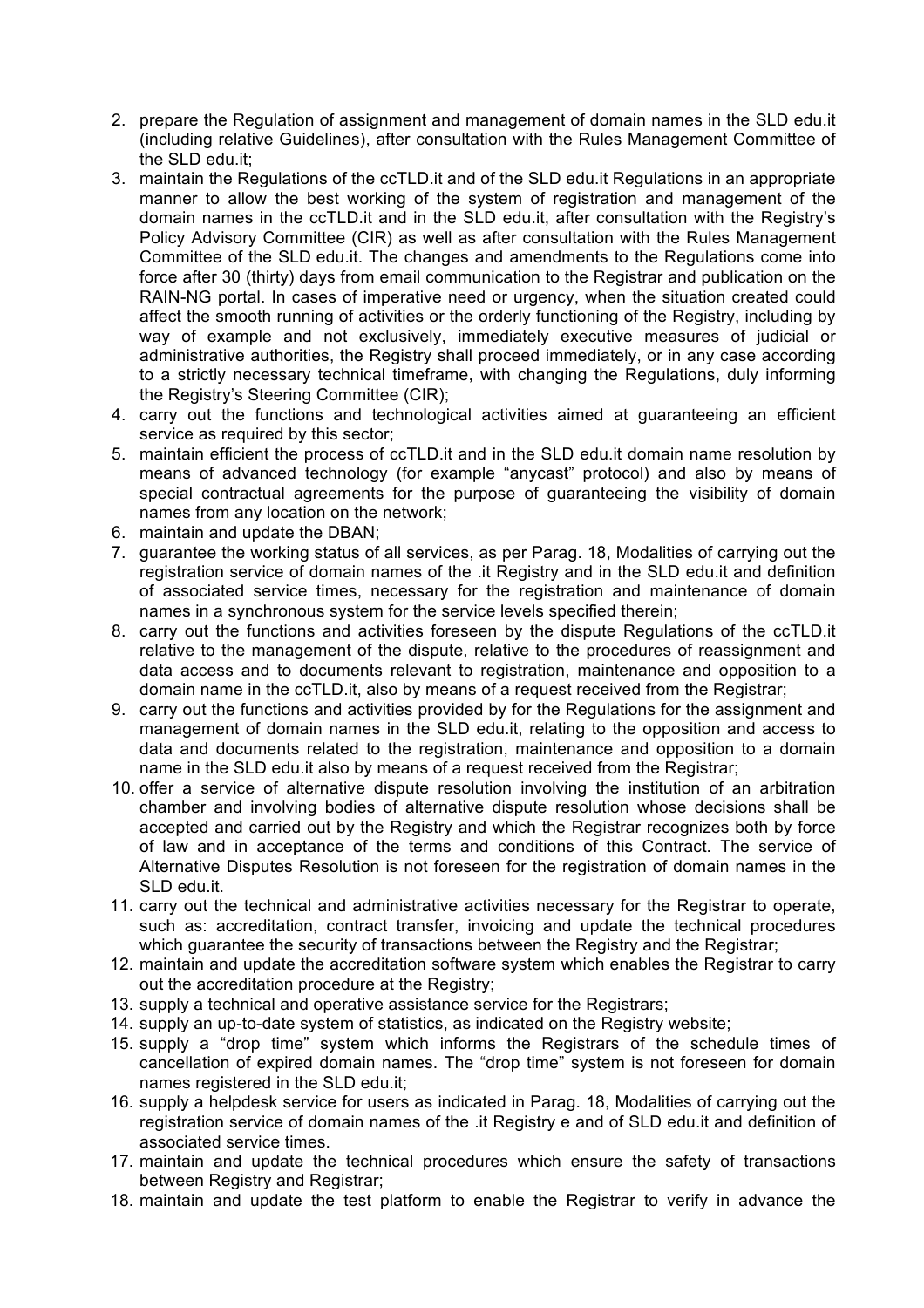2. prepare the Regulation of assignment and management of domain names in the SLD edu.it (including relative Guidelines), after consultation with the Rules Management Committee of the SLD edu.it;
3. maintain the Regulations of the ccTLD.it and of the SLD edu.it Regulations in an appropriate manner to allow the best working of the system of registration and management of the domain names in the ccTLD.it and in the SLD edu.it, after consultation with the Registry's Policy Advisory Committee (CIR) as well as after consultation with the Rules Management Committee of the SLD edu.it. The changes and amendments to the Regulations come into force after 30 (thirty) days from email communication to the Registrar and publication on the RAIN-NG portal. In cases of imperative need or urgency, when the situation created could affect the smooth running of activities or the orderly functioning of the Registry, including by way of example and not exclusively, immediately executive measures of judicial or administrative authorities, the Registry shall proceed immediately, or in any case according to a strictly necessary technical timeframe, with changing the Regulations, duly informing the Registry's Steering Committee (CIR);
4. carry out the functions and technological activities aimed at guaranteeing an efficient service as required by this sector;
5. maintain efficient the process of ccTLD.it and in the SLD edu.it domain name resolution by means of advanced technology (for example "anycast" protocol) and also by means of special contractual agreements for the purpose of guaranteeing the visibility of domain names from any location on the network;
6. maintain and update the DBAN;
7. guarantee the working status of all services, as per Parag. 18, Modalities of carrying out the registration service of domain names of the .it Registry and in the SLD edu.it and definition of associated service times, necessary for the registration and maintenance of domain names in a synchronous system for the service levels specified therein;
8. carry out the functions and activities foreseen by the dispute Regulations of the ccTLD.it relative to the management of the dispute, relative to the procedures of reassignment and data access and to documents relevant to registration, maintenance and opposition to a domain name in the ccTLD.it, also by means of a request received from the Registrar;
9. carry out the functions and activities provided by for the Regulations for the assignment and management of domain names in the SLD edu.it, relating to the opposition and access to data and documents related to the registration, maintenance and opposition to a domain name in the SLD edu.it also by means of a request received from the Registrar;
10. offer a service of alternative dispute resolution involving the institution of an arbitration chamber and involving bodies of alternative dispute resolution whose decisions shall be accepted and carried out by the Registry and which the Registrar recognizes both by force of law and in acceptance of the terms and conditions of this Contract. The service of Alternative Disputes Resolution is not foreseen for the registration of domain names in the SLD edu.it.
11. carry out the technical and administrative activities necessary for the Registrar to operate, such as: accreditation, contract transfer, invoicing and update the technical procedures which guarantee the security of transactions between the Registry and the Registrar;
12. maintain and update the accreditation software system which enables the Registrar to carry out the accreditation procedure at the Registry;
13. supply a technical and operative assistance service for the Registrars;
14. supply an up-to-date system of statistics, as indicated on the Registry website;
15. supply a "drop time" system which informs the Registrars of the schedule times of cancellation of expired domain names. The "drop time" system is not foreseen for domain names registered in the SLD edu.it;
16. supply a helpdesk service for users as indicated in Parag. 18, Modalities of carrying out the registration service of domain names of the .it Registry e and of SLD edu.it and definition of associated service times.
17. maintain and update the technical procedures which ensure the safety of transactions between Registry and Registrar;
18. maintain and update the test platform to enable the Registrar to verify in advance the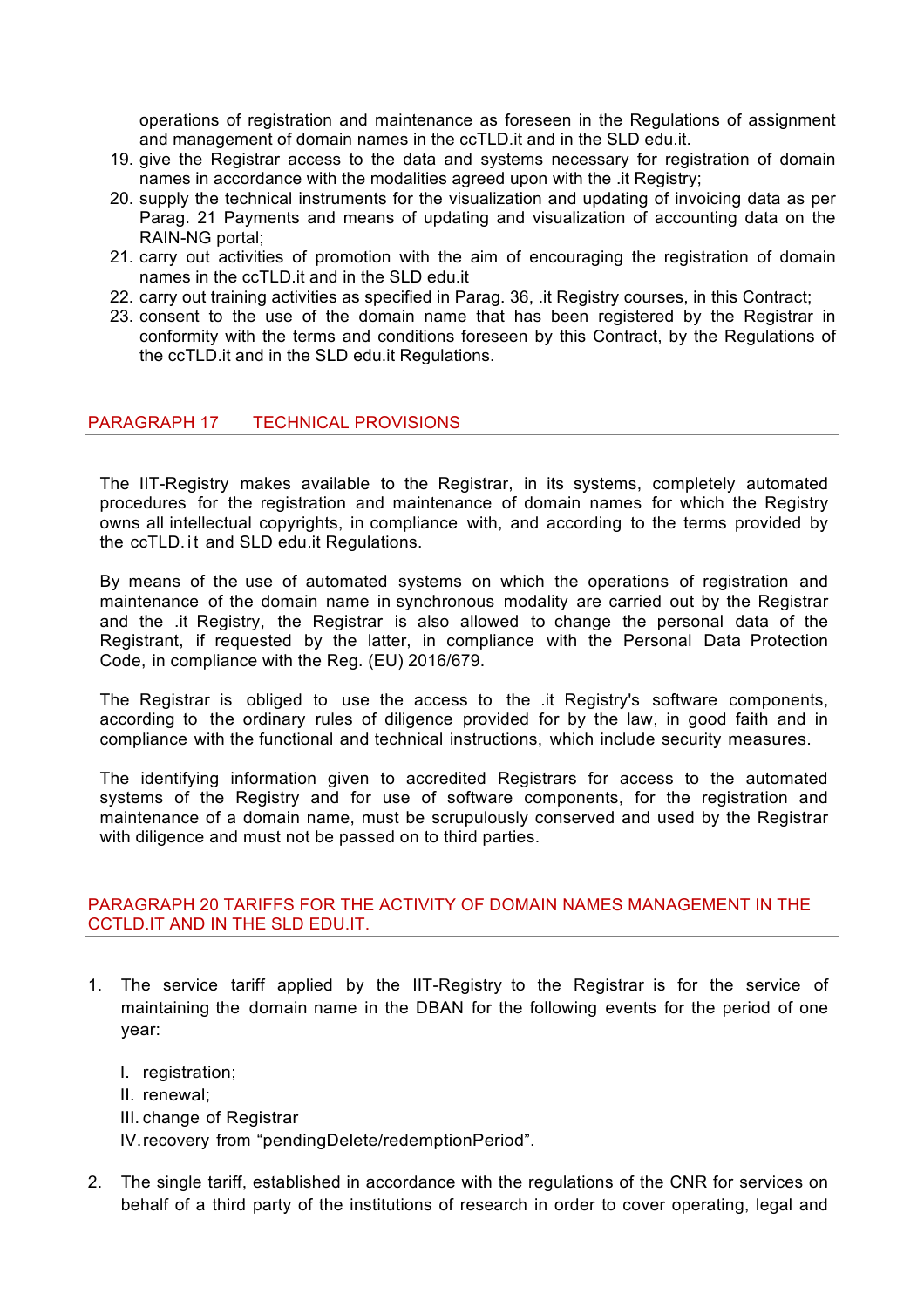operations of registration and maintenance as foreseen in the Regulations of assignment and management of domain names in the ccTLD.it and in the SLD edu.it.

19. give the Registrar access to the data and systems necessary for registration of domain names in accordance with the modalities agreed upon with the .it Registry;
20. supply the technical instruments for the visualization and updating of invoicing data as per Parag. 21 Payments and means of updating and visualization of accounting data on the RAIN-NG portal;
21. carry out activities of promotion with the aim of encouraging the registration of domain names in the ccTLD.it and in the SLD edu.it
22. carry out training activities as specified in Parag. 36, .it Registry courses, in this Contract;
23. consent to the use of the domain name that has been registered by the Registrar in conformity with the terms and conditions foreseen by this Contract, by the Regulations of the ccTLD.it and in the SLD edu.it Regulations.

## PARAGRAPH 17 TECHNICAL PROVISIONS

The IIT-Registry makes available to the Registrar, in its systems, completely automated procedures for the registration and maintenance of domain names for which the Registry owns all intellectual copyrights, in compliance with, and according to the terms provided by the ccTLD.it and SLD edu.it Regulations.

By means of the use of automated systems on which the operations of registration and maintenance of the domain name in synchronous modality are carried out by the Registrar and the .it Registry, the Registrar is also allowed to change the personal data of the Registrant, if requested by the latter, in compliance with the Personal Data Protection Code, in compliance with the Reg. (EU) 2016/679.

The Registrar is obliged to use the access to the .it Registry's software components, according to the ordinary rules of diligence provided for by the law, in good faith and in compliance with the functional and technical instructions, which include security measures.

The identifying information given to accredited Registrars for access to the automated systems of the Registry and for use of software components, for the registration and maintenance of a domain name, must be scrupulously conserved and used by the Registrar with diligence and must not be passed on to third parties.

## PARAGRAPH 20 TARIFFS FOR THE ACTIVITY OF DOMAIN NAMES MANAGEMENT IN THE CCTLD.IT AND IN THE SLD EDU.IT.

1. The service tariff applied by the IIT-Registry to the Registrar is for the service of maintaining the domain name in the DBAN for the following events for the period of one year:

   I. registration;
   II. renewal;
   III. change of Registrar
   IV. recovery from “pendingDelete/redemptionPeriod”.

2. The single tariff, established in accordance with the regulations of the CNR for services on behalf of a third party of the institutions of research in order to cover operating, legal and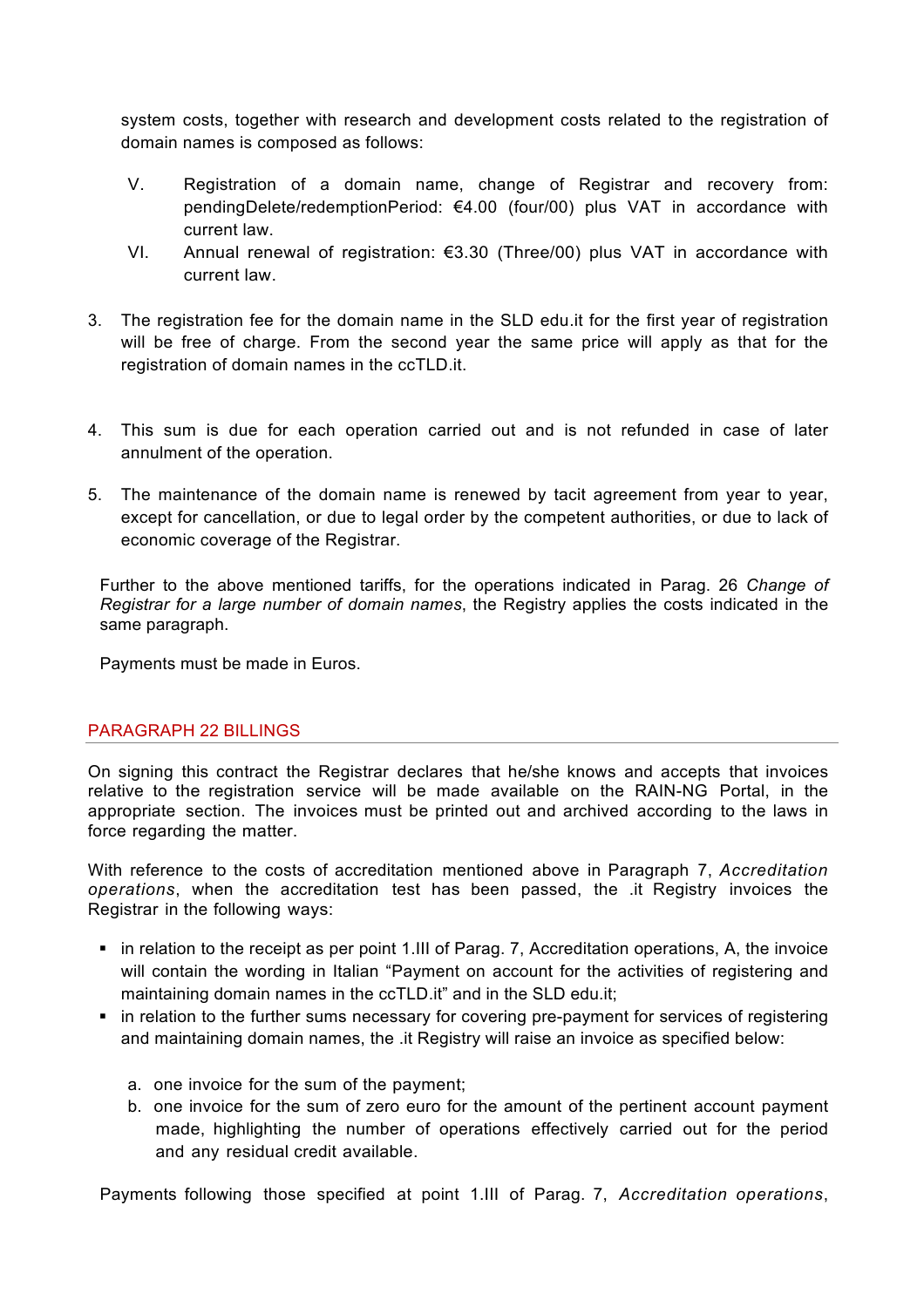system costs, together with research and development costs related to the registration of domain names is composed as follows:

V. Registration of a domain name, change of Registrar and recovery from: pendingDelete/redemptionPeriod: €4.00 (four/00) plus VAT in accordance with current law.

VI. Annual renewal of registration: €3.30 (Three/00) plus VAT in accordance with current law.

3. The registration fee for the domain name in the SLD edu.it for the first year of registration will be free of charge. From the second year the same price will apply as that for the registration of domain names in the ccTLD.it.

4. This sum is due for each operation carried out and is not refunded in case of later annulment of the operation.

5. The maintenance of the domain name is renewed by tacit agreement from year to year, except for cancellation, or due to legal order by the competent authorities, or due to lack of economic coverage of the Registrar.

Further to the above mentioned tariffs, for the operations indicated in Parag. 26 *Change of Registrar for a large number of domain names*, the Registry applies the costs indicated in the same paragraph.

Payments must be made in Euros.

## PARAGRAPH 22 BILLINGS

On signing this contract the Registrar declares that he/she knows and accepts that invoices relative to the registration service will be made available on the RAIN-NG Portal, in the appropriate section. The invoices must be printed out and archived according to the laws in force regarding the matter.

With reference to the costs of accreditation mentioned above in Paragraph 7, *Accreditation operations*, when the accreditation test has been passed, the .it Registry invoices the Registrar in the following ways:

- in relation to the receipt as per point 1.III of Parag. 7, Accreditation operations, A, the invoice will contain the wording in Italian “Payment on account for the activities of registering and maintaining domain names in the ccTLD.it” and in the SLD edu.it;
- in relation to the further sums necessary for covering pre-payment for services of registering and maintaining domain names, the .it Registry will raise an invoice as specified below:

  a. one invoice for the sum of the payment;
  b. one invoice for the sum of zero euro for the amount of the pertinent account payment made, highlighting the number of operations effectively carried out for the period and any residual credit available.

Payments following those specified at point 1.III of Parag. 7, *Accreditation operations*,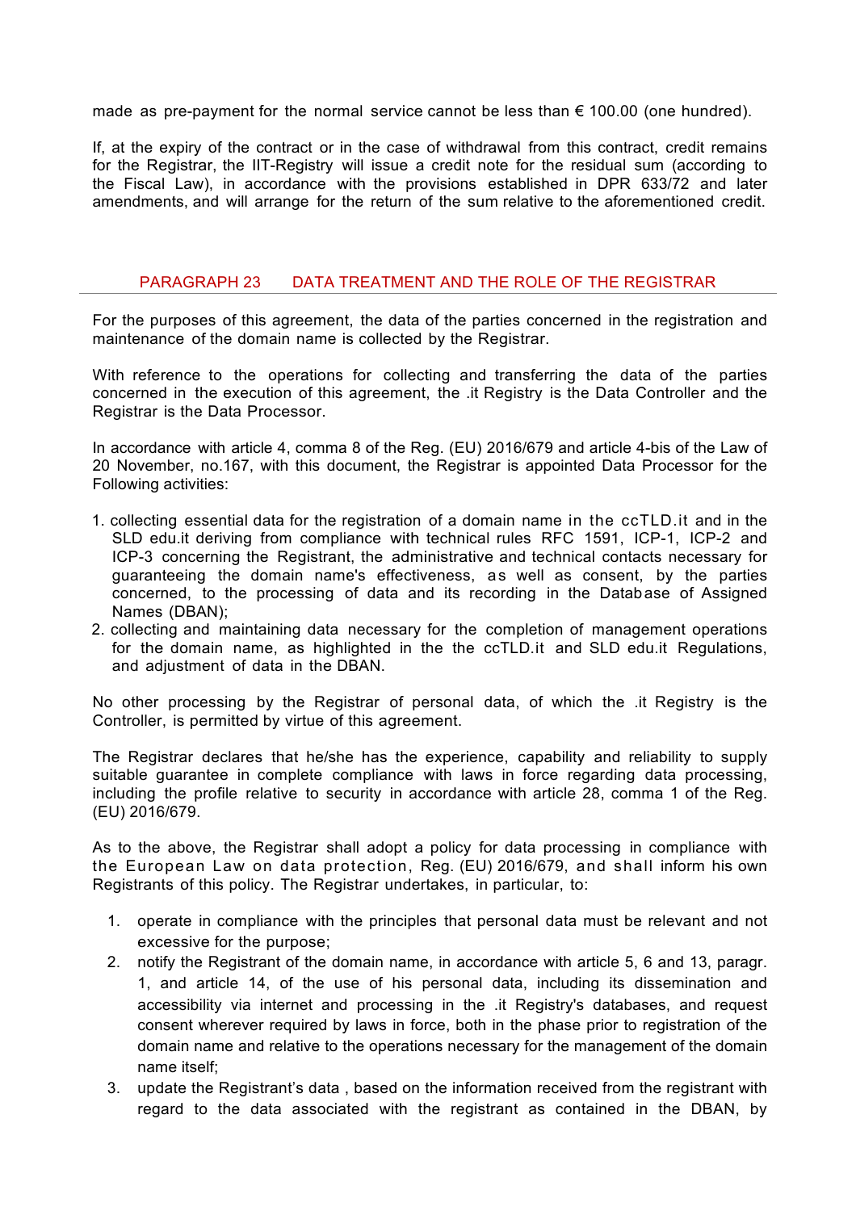made as pre-payment for the normal service cannot be less than € 100.00 (one hundred).

If, at the expiry of the contract or in the case of withdrawal from this contract, credit remains for the Registrar, the IIT-Registry will issue a credit note for the residual sum (according to the Fiscal Law), in accordance with the provisions established in DPR 633/72 and later amendments, and will arrange for the return of the sum relative to the aforementioned credit.

## PARAGRAPH 23 DATA TREATMENT AND THE ROLE OF THE REGISTRAR

For the purposes of this agreement, the data of the parties concerned in the registration and maintenance of the domain name is collected by the Registrar.

With reference to the operations for collecting and transferring the data of the parties concerned in the execution of this agreement, the .it Registry is the Data Controller and the Registrar is the Data Processor.

In accordance with article 4, comma 8 of the Reg. (EU) 2016/679 and article 4-bis of the Law of 20 November, no.167, with this document, the Registrar is appointed Data Processor for the Following activities:

1. collecting essential data for the registration of a domain name in the ccTLD.it and in the SLD edu.it deriving from compliance with technical rules RFC 1591, ICP-1, ICP-2 and ICP-3 concerning the Registrant, the administrative and technical contacts necessary for guaranteeing the domain name's effectiveness, as well as consent, by the parties concerned, to the processing of data and its recording in the Database of Assigned Names (DBAN);
2. collecting and maintaining data necessary for the completion of management operations for the domain name, as highlighted in the the ccTLD.it and SLD edu.it Regulations, and adjustment of data in the DBAN.

No other processing by the Registrar of personal data, of which the .it Registry is the Controller, is permitted by virtue of this agreement.

The Registrar declares that he/she has the experience, capability and reliability to supply suitable guarantee in complete compliance with laws in force regarding data processing, including the profile relative to security in accordance with article 28, comma 1 of the Reg. (EU) 2016/679.

As to the above, the Registrar shall adopt a policy for data processing in compliance with the European Law on data protection, Reg. (EU) 2016/679, and shall inform his own Registrants of this policy. The Registrar undertakes, in particular, to:

1. operate in compliance with the principles that personal data must be relevant and not excessive for the purpose;
2. notify the Registrant of the domain name, in accordance with article 5, 6 and 13, paragr. 1, and article 14, of the use of his personal data, including its dissemination and accessibility via internet and processing in the .it Registry's databases, and request consent wherever required by laws in force, both in the phase prior to registration of the domain name and relative to the operations necessary for the management of the domain name itself;
3. update the Registrant's data , based on the information received from the registrant with regard to the data associated with the registrant as contained in the DBAN, by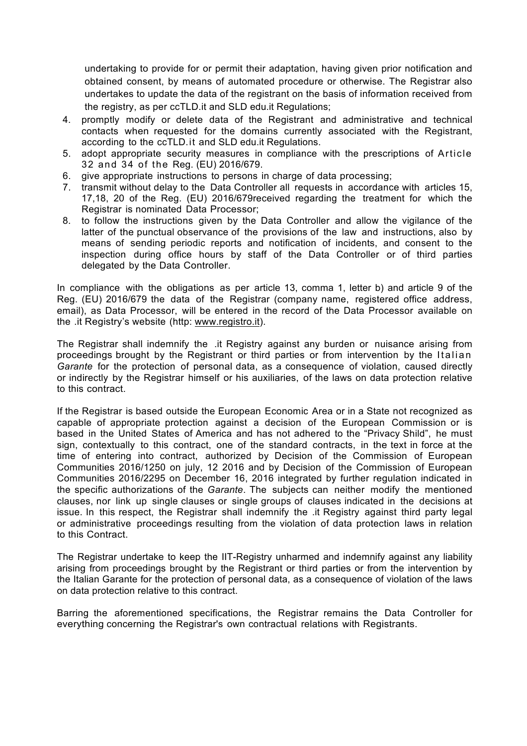undertaking to provide for or permit their adaptation, having given prior notification and obtained consent, by means of automated procedure or otherwise. The Registrar also undertakes to update the data of the registrant on the basis of information received from the registry, as per ccTLD.it and SLD edu.it Regulations;

4. promptly modify or delete data of the Registrant and administrative and technical contacts when requested for the domains currently associated with the Registrant, according to the ccTLD.it and SLD edu.it Regulations.
5. adopt appropriate security measures in compliance with the prescriptions of Article 32 and 34 of the Reg. (EU) 2016/679.
6. give appropriate instructions to persons in charge of data processing;
7. transmit without delay to the Data Controller all requests in accordance with articles 15, 17,18, 20 of the Reg. (EU) 2016/679received regarding the treatment for which the Registrar is nominated Data Processor;
8. to follow the instructions given by the Data Controller and allow the vigilance of the latter of the punctual observance of the provisions of the law and instructions, also by means of sending periodic reports and notification of incidents, and consent to the inspection during office hours by staff of the Data Controller or of third parties delegated by the Data Controller.

In compliance with the obligations as per article 13, comma 1, letter b) and article 9 of the Reg. (EU) 2016/679 the data of the Registrar (company name, registered office address, email), as Data Processor, will be entered in the record of the Data Processor available on the .it Registry's website (http: www.registro.it).

The Registrar shall indemnify the .it Registry against any burden or nuisance arising from proceedings brought by the Registrant or third parties or from intervention by the Italian *Garante* for the protection of personal data, as a consequence of violation, caused directly or indirectly by the Registrar himself or his auxiliaries, of the laws on data protection relative to this contract.

If the Registrar is based outside the European Economic Area or in a State not recognized as capable of appropriate protection against a decision of the European Commission or is based in the United States of America and has not adhered to the "Privacy Shild", he must sign, contextually to this contract, one of the standard contracts, in the text in force at the time of entering into contract, authorized by Decision of the Commission of European Communities 2016/1250 on july, 12 2016 and by Decision of the Commission of European Communities 2016/2295 on December 16, 2016 integrated by further regulation indicated in the specific authorizations of the *Garante*. The subjects can neither modify the mentioned clauses, nor link up single clauses or single groups of clauses indicated in the decisions at issue. In this respect, the Registrar shall indemnify the .it Registry against third party legal or administrative proceedings resulting from the violation of data protection laws in relation to this Contract.

The Registrar undertake to keep the IIT-Registry unharmed and indemnify against any liability arising from proceedings brought by the Registrant or third parties or from the intervention by the Italian Garante for the protection of personal data, as a consequence of violation of the laws on data protection relative to this contract.

Barring the aforementioned specifications, the Registrar remains the Data Controller for everything concerning the Registrar's own contractual relations with Registrants.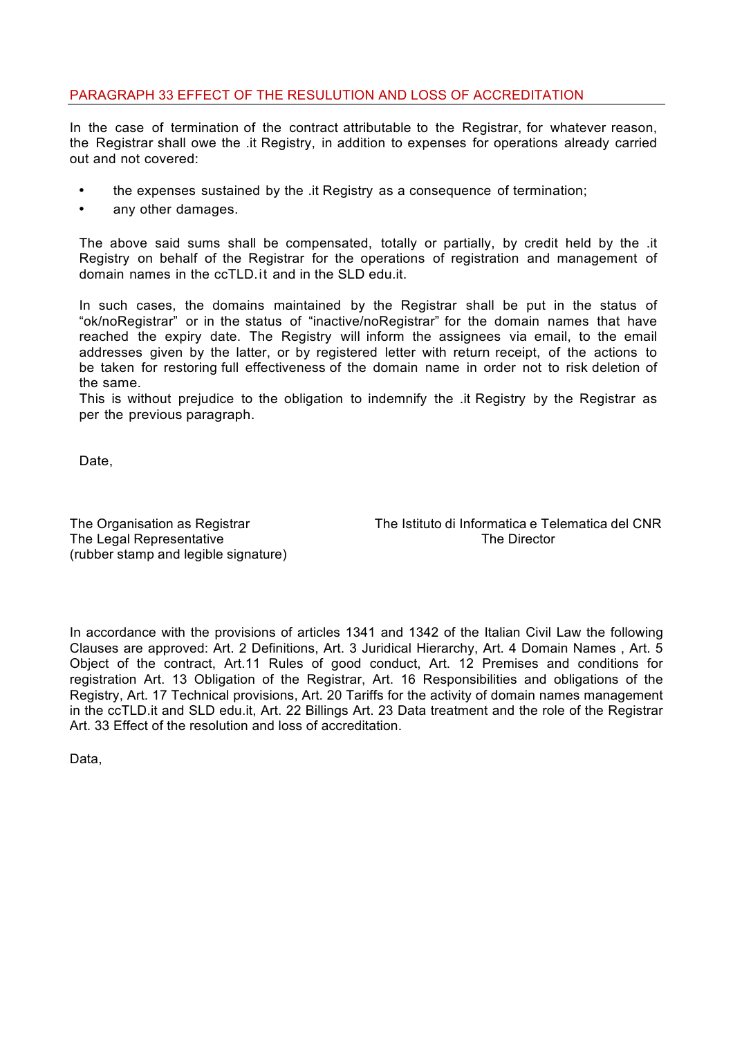## PARAGRAPH 33 EFFECT OF THE RESULUTION AND LOSS OF ACCREDITATION

In the case of termination of the contract attributable to the Registrar, for whatever reason, the Registrar shall owe the .it Registry, in addition to expenses for operations already carried out and not covered:

- the expenses sustained by the .it Registry as a consequence of termination;
- any other damages.

The above said sums shall be compensated, totally or partially, by credit held by the .it Registry on behalf of the Registrar for the operations of registration and management of domain names in the ccTLD.it and in the SLD edu.it.

In such cases, the domains maintained by the Registrar shall be put in the status of "ok/noRegistrar" or in the status of "inactive/noRegistrar" for the domain names that have reached the expiry date. The Registry will inform the assignees via email, to the email addresses given by the latter, or by registered letter with return receipt, of the actions to be taken for restoring full effectiveness of the domain name in order not to risk deletion of the same.
This is without prejudice to the obligation to indemnify the .it Registry by the Registrar as per the previous paragraph.

Date,

The Organisation as Registrar
The Legal Representative
(rubber stamp and legible signature)

The Istituto di Informatica e Telematica del CNR
The Director

In accordance with the provisions of articles 1341 and 1342 of the Italian Civil Law the following Clauses are approved: Art. 2 Definitions, Art. 3 Juridical Hierarchy, Art. 4 Domain Names , Art. 5 Object of the contract, Art.11 Rules of good conduct, Art. 12 Premises and conditions for registration Art. 13 Obligation of the Registrar, Art. 16 Responsibilities and obligations of the Registry, Art. 17 Technical provisions, Art. 20 Tariffs for the activity of domain names management in the ccTLD.it and SLD edu.it, Art. 22 Billings Art. 23 Data treatment and the role of the Registrar Art. 33 Effect of the resolution and loss of accreditation.

Data,